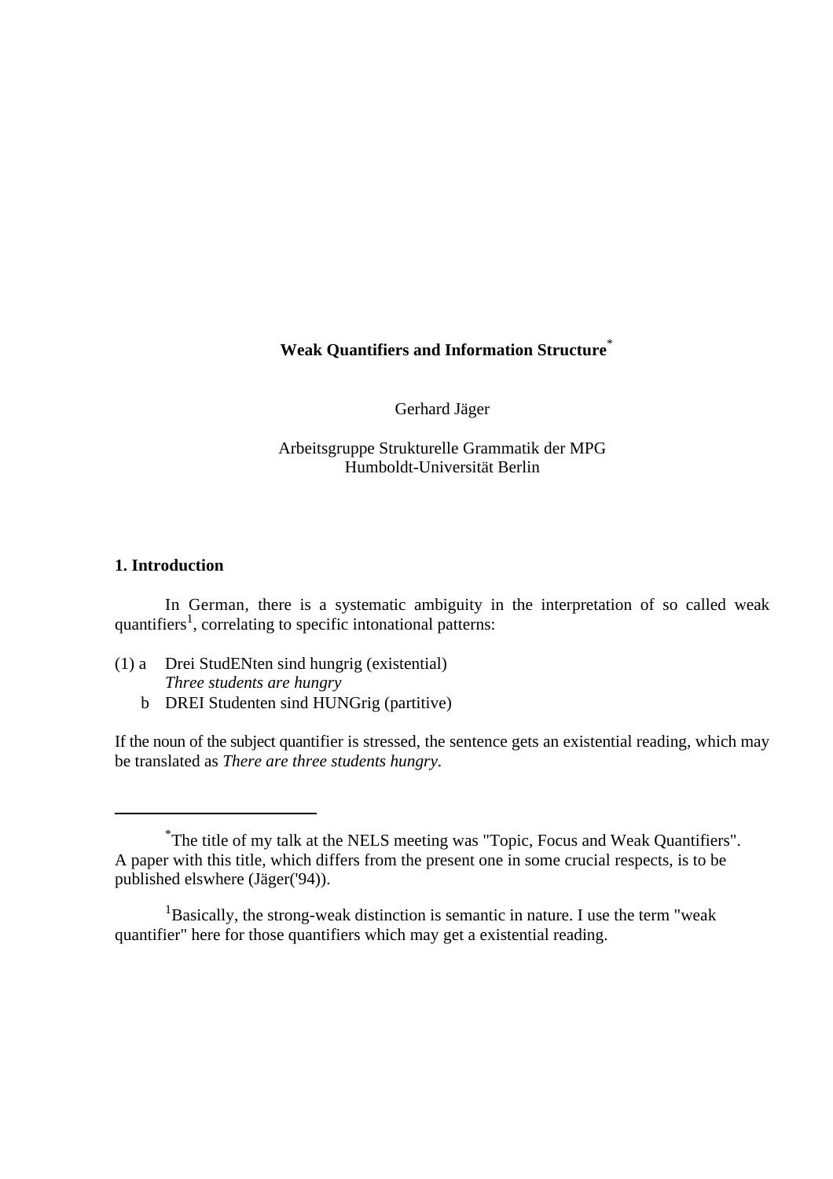# Weak Quantifiers and Information Structure[*]

Gerhard Jäger

Arbeitsgruppe Strukturelle Grammatik der MPG
Humboldt-Universität Berlin

## 1. Introduction

In German, there is a systematic ambiguity in the interpretation of so called weak quantifiers[1], correlating to specific intonational patterns:

(1) a Drei StudENten sind hungrig (existential)
*Three students are hungry*
b DREI Studenten sind HUNGrig (partitive)

If the noun of the subject quantifier is stressed, the sentence gets an existential reading, which may be translated as *There are three students hungry*.

---

[*] The title of my talk at the NELS meeting was "Topic, Focus and Weak Quantifiers". A paper with this title, which differs from the present one in some crucial respects, is to be published elswhere (Jäger('94)).

[1] Basically, the strong-weak distinction is semantic in nature. I use the term "weak quantifier" here for those quantifiers which may get a existential reading.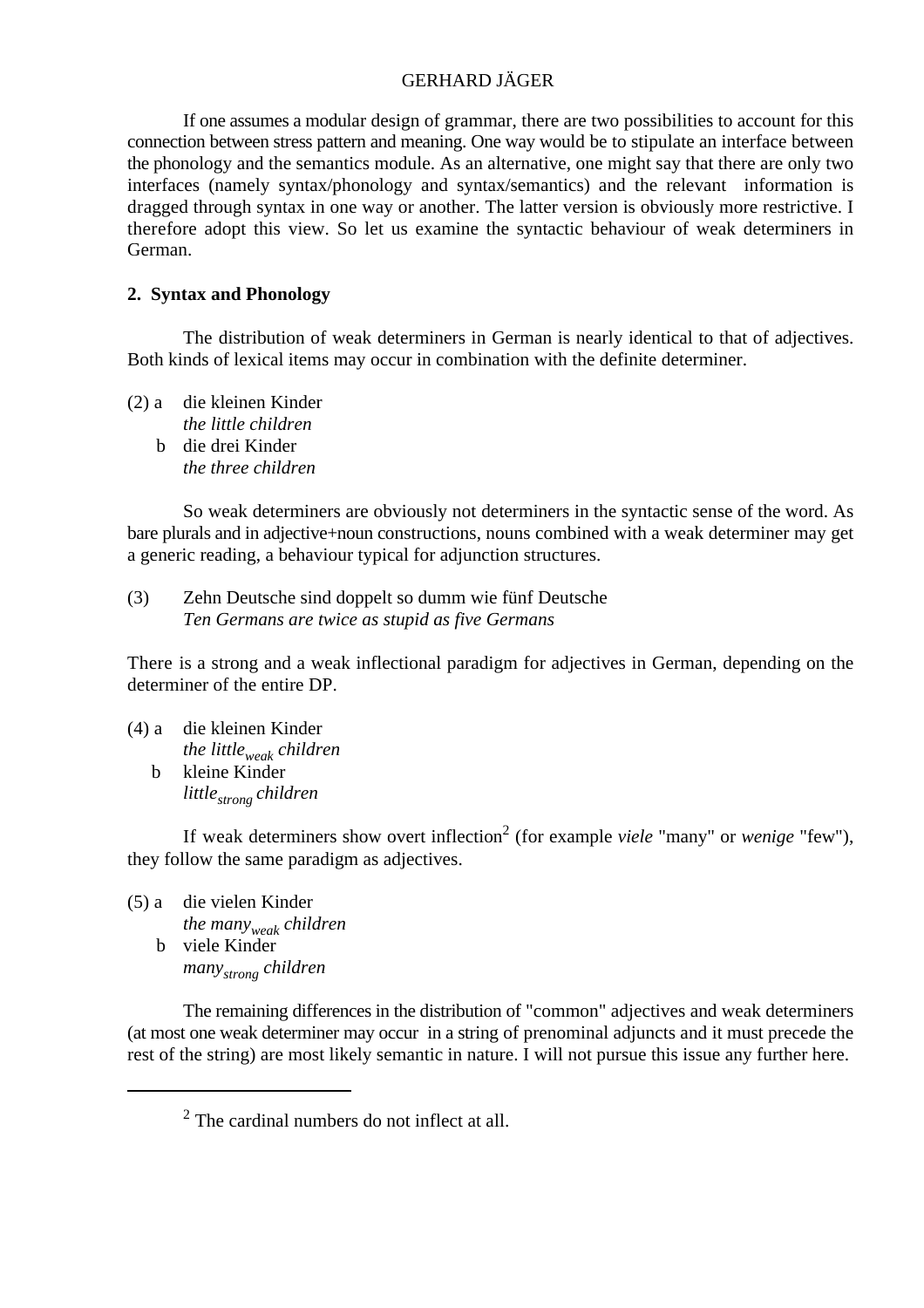If one assumes a modular design of grammar, there are two possibilities to account for this connection between stress pattern and meaning. One way would be to stipulate an interface between the phonology and the semantics module. As an alternative, one might say that there are only two interfaces (namely syntax/phonology and syntax/semantics) and the relevant information is dragged through syntax in one way or another. The latter version is obviously more restrictive. I therefore adopt this view. So let us examine the syntactic behaviour of weak determiners in German.

## 2. Syntax and Phonology

The distribution of weak determiners in German is nearly identical to that of adjectives. Both kinds of lexical items may occur in combination with the definite determiner.

(2) a die kleinen Kinder
*the little children*
b die drei Kinder
*the three children*

So weak determiners are obviously not determiners in the syntactic sense of the word. As bare plurals and in adjective+noun constructions, nouns combined with a weak determiner may get a generic reading, a behaviour typical for adjunction structures.

(3) Zehn Deutsche sind doppelt so dumm wie fünf Deutsche
*Ten Germans are twice as stupid as five Germans*

There is a strong and a weak inflectional paradigm for adjectives in German, depending on the determiner of the entire DP.

(4) a die kleinen Kinder
*the little$_{weak}$ children*
b kleine Kinder
*little$_{strong}$ children*

If weak determiners show overt inflection[2] (for example *viele* "many" or *wenige* "few"), they follow the same paradigm as adjectives.

(5) a die vielen Kinder
*the many$_{weak}$ children*
b viele Kinder
*many$_{strong}$ children*

The remaining differences in the distribution of "common" adjectives and weak determiners (at most one weak determiner may occur in a string of prenominal adjuncts and it must precede the rest of the string) are most likely semantic in nature. I will not pursue this issue any further here.

---

[2] The cardinal numbers do not inflect at all.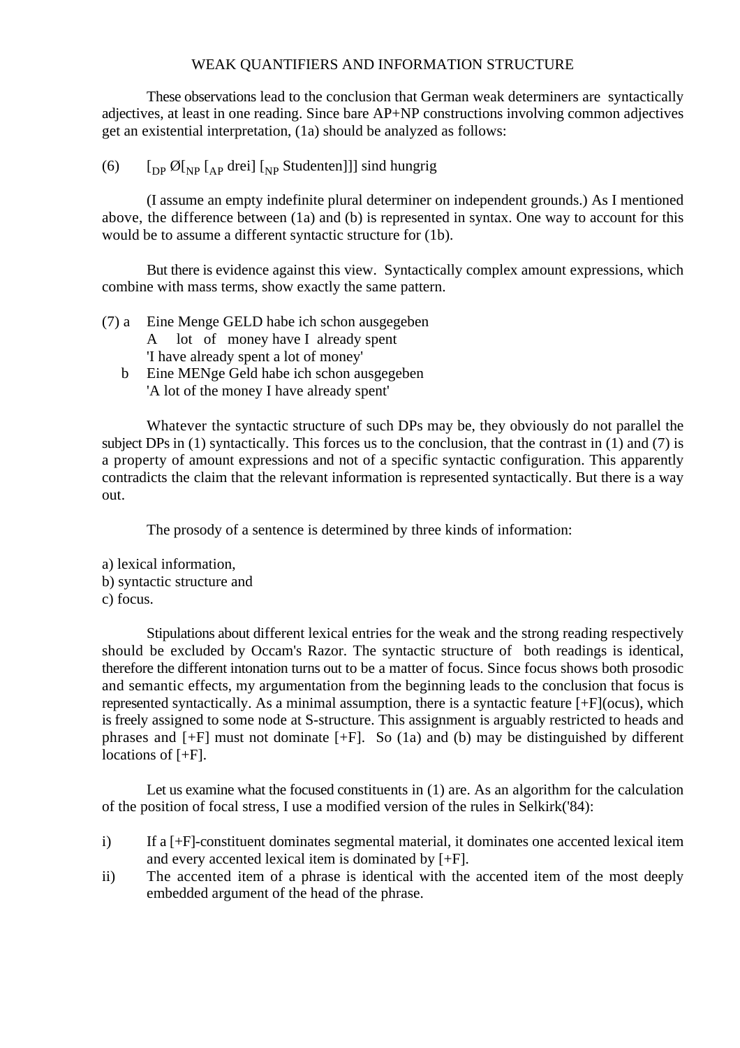These observations lead to the conclusion that German weak determiners are syntactically adjectives, at least in one reading. Since bare AP+NP constructions involving common adjectives get an existential interpretation, (1a) should be analyzed as follows:

(6) $[_{DP}$ Ø$[_{NP}$ $[_{AP}$ drei$]$ $[_{NP}$ Studenten$]]]$ sind hungrig

(I assume an empty indefinite plural determiner on independent grounds.) As I mentioned above, the difference between (1a) and (b) is represented in syntax. One way to account for this would be to assume a different syntactic structure for (1b).

But there is evidence against this view. Syntactically complex amount expressions, which combine with mass terms, show exactly the same pattern.

(7) a Eine Menge GELD habe ich schon ausgegeben
A lot of money have I already spent
'I have already spent a lot of money'

b Eine MENge Geld habe ich schon ausgegeben
'A lot of the money I have already spent'

Whatever the syntactic structure of such DPs may be, they obviously do not parallel the subject DPs in (1) syntactically. This forces us to the conclusion, that the contrast in (1) and (7) is a property of amount expressions and not of a specific syntactic configuration. This apparently contradicts the claim that the relevant information is represented syntactically. But there is a way out.

The prosody of a sentence is determined by three kinds of information:

a) lexical information,
b) syntactic structure and
c) focus.

Stipulations about different lexical entries for the weak and the strong reading respectively should be excluded by Occam's Razor. The syntactic structure of both readings is identical, therefore the different intonation turns out to be a matter of focus. Since focus shows both prosodic and semantic effects, my argumentation from the beginning leads to the conclusion that focus is represented syntactically. As a minimal assumption, there is a syntactic feature [+F](ocus), which is freely assigned to some node at S-structure. This assignment is arguably restricted to heads and phrases and [+F] must not dominate [+F]. So (1a) and (b) may be distinguished by different locations of [+F].

Let us examine what the focused constituents in (1) are. As an algorithm for the calculation of the position of focal stress, I use a modified version of the rules in Selkirk('84):

i) If a [+F]-constituent dominates segmental material, it dominates one accented lexical item and every accented lexical item is dominated by [+F].
ii) The accented item of a phrase is identical with the accented item of the most deeply embedded argument of the head of the phrase.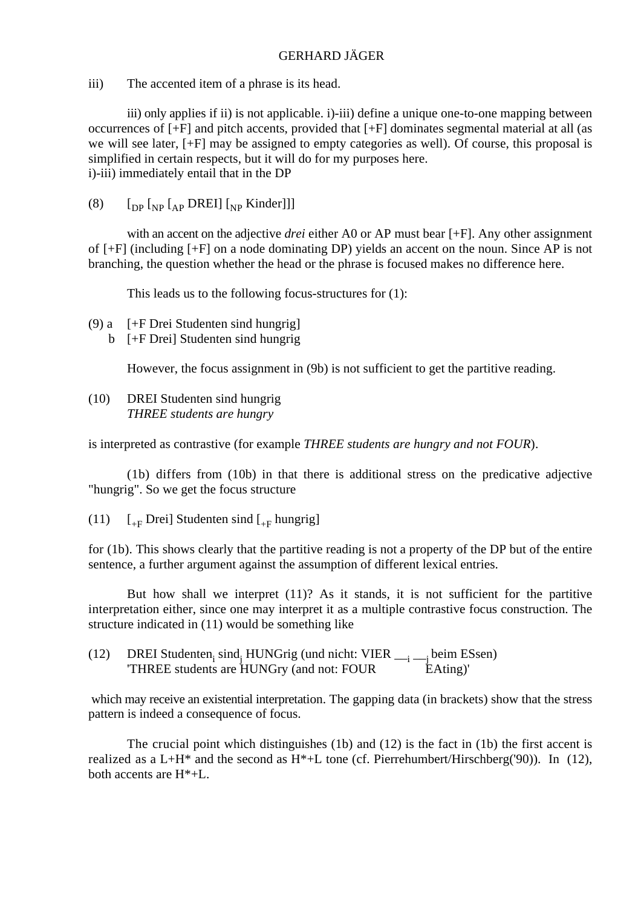iii) The accented item of a phrase is its head.

iii) only applies if ii) is not applicable. i)-iii) define a unique one-to-one mapping between occurrences of [+F] and pitch accents, provided that [+F] dominates segmental material at all (as we will see later, [+F] may be assigned to empty categories as well). Of course, this proposal is simplified in certain respects, but it will do for my purposes here.
i)-iii) immediately entail that in the DP

(8) $[_{DP}$ $[_{NP}$ $[_{AP}$ DREI] $[_{NP}$ Kinder]]]

with an accent on the adjective *drei* either A0 or AP must bear [+F]. Any other assignment of [+F] (including [+F] on a node dominating DP) yields an accent on the noun. Since AP is not branching, the question whether the head or the phrase is focused makes no difference here.

This leads us to the following focus-structures for (1):

(9) a [+F Drei Studenten sind hungrig]
b [+F Drei] Studenten sind hungrig

However, the focus assignment in (9b) is not sufficient to get the partitive reading.

(10) DREI Studenten sind hungrig
*THREE students are hungry*

is interpreted as contrastive (for example *THREE students are hungry and not FOUR*).

(1b) differs from (10b) in that there is additional stress on the predicative adjective "hungrig". So we get the focus structure

(11) $[_{+F}$ Drei] Studenten sind $[_{+F}$ hungrig]

for (1b). This shows clearly that the partitive reading is not a property of the DP but of the entire sentence, a further argument against the assumption of different lexical entries.

But how shall we interpret (11)? As it stands, it is not sufficient for the partitive interpretation either, since one may interpret it as a multiple contrastive focus construction. The structure indicated in (11) would be something like

(12) DREI $\text{Studenten}_i$ $\text{sind}_j$ HUNGrig (und nicht: VIER $\_\__i$ $\_\__j$ beim ESsen)
'THREE students are HUNGry (and not: FOUR EAting)'

which may receive an existential interpretation. The gapping data (in brackets) show that the stress pattern is indeed a consequence of focus.

The crucial point which distinguishes (1b) and (12) is the fact in (1b) the first accent is realized as a L+H* and the second as H*+L tone (cf. Pierrehumbert/Hirschberg('90)). In (12), both accents are H*+L.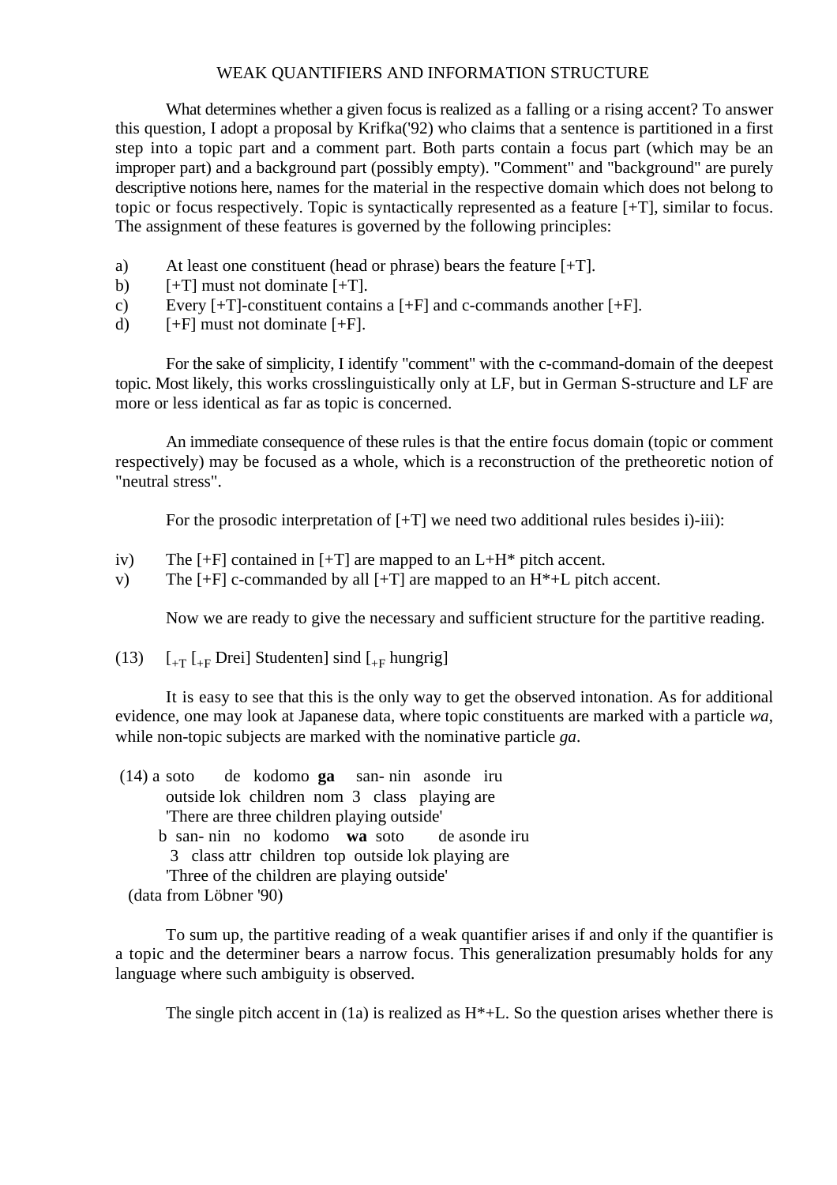WEAK QUANTIFIERS AND INFORMATION STRUCTURE

What determines whether a given focus is realized as a falling or a rising accent? To answer this question, I adopt a proposal by Krifka('92) who claims that a sentence is partitioned in a first step into a topic part and a comment part. Both parts contain a focus part (which may be an improper part) and a background part (possibly empty). "Comment" and "background" are purely descriptive notions here, names for the material in the respective domain which does not belong to topic or focus respectively. Topic is syntactically represented as a feature [+T], similar to focus. The assignment of these features is governed by the following principles:

a) At least one constituent (head or phrase) bears the feature [+T].
b) [+T] must not dominate [+T].
c) Every [+T]-constituent contains a [+F] and c-commands another [+F].
d) [+F] must not dominate [+F].

For the sake of simplicity, I identify "comment" with the c-command-domain of the deepest topic. Most likely, this works crosslinguistically only at LF, but in German S-structure and LF are more or less identical as far as topic is concerned.

An immediate consequence of these rules is that the entire focus domain (topic or comment respectively) may be focused as a whole, which is a reconstruction of the pretheoretic notion of "neutral stress".

For the prosodic interpretation of [+T] we need two additional rules besides i)-iii):

iv) The [+F] contained in [+T] are mapped to an L+H* pitch accent.
v) The [+F] c-commanded by all [+T] are mapped to an H*+L pitch accent.

Now we are ready to give the necessary and sufficient structure for the partitive reading.

(13) $[_{+T}$ $[_{+F}$ Drei] Studenten] sind $[_{+F}$ hungrig]

It is easy to see that this is the only way to get the observed intonation. As for additional evidence, one may look at Japanese data, where topic constituents are marked with a particle *wa*, while non-topic subjects are marked with the nominative particle *ga*.

(14) a soto de kodomo **ga** san- nin asonde iru
outside lok children nom 3 class playing are
'There are three children playing outside'
b san- nin no kodomo **wa** soto de asonde iru
3 class attr children top outside lok playing are
'Three of the children are playing outside'
(data from Löbner '90)

To sum up, the partitive reading of a weak quantifier arises if and only if the quantifier is a topic and the determiner bears a narrow focus. This generalization presumably holds for any language where such ambiguity is observed.

The single pitch accent in (1a) is realized as H*+L. So the question arises whether there is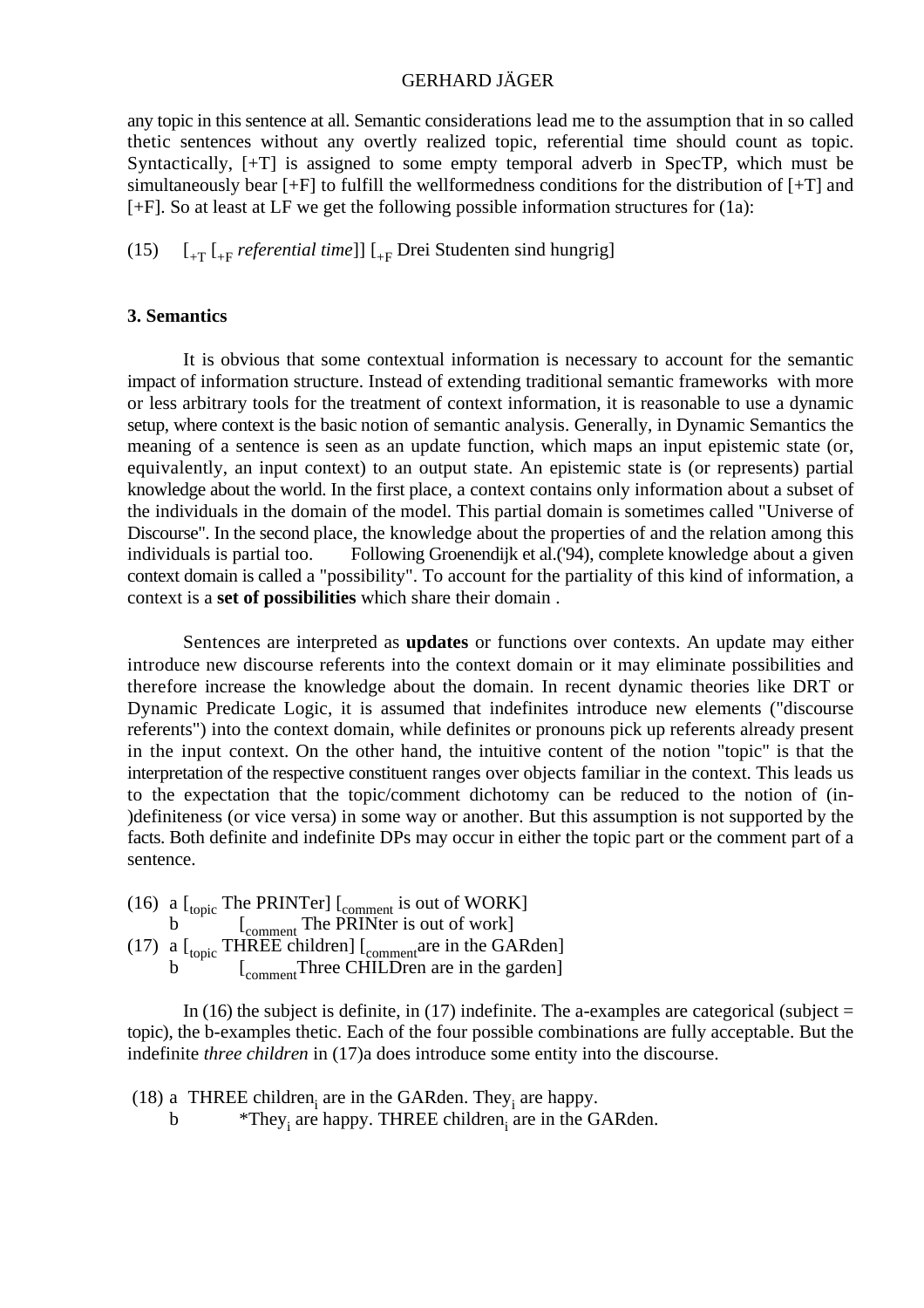any topic in this sentence at all. Semantic considerations lead me to the assumption that in so called thetic sentences without any overtly realized topic, referential time should count as topic. Syntactically, [+T] is assigned to some empty temporal adverb in SpecTP, which must be simultaneously bear [+F] to fulfill the wellformedness conditions for the distribution of [+T] and [+F]. So at least at LF we get the following possible information structures for (1a):

(15) $[_{+T}$ $[_{+F}$ *referential time*]] $[_{+F}$ Drei Studenten sind hungrig]

**3. Semantics**

It is obvious that some contextual information is necessary to account for the semantic impact of information structure. Instead of extending traditional semantic frameworks with more or less arbitrary tools for the treatment of context information, it is reasonable to use a dynamic setup, where context is the basic notion of semantic analysis. Generally, in Dynamic Semantics the meaning of a sentence is seen as an update function, which maps an input epistemic state (or, equivalently, an input context) to an output state. An epistemic state is (or represents) partial knowledge about the world. In the first place, a context contains only information about a subset of the individuals in the domain of the model. This partial domain is sometimes called "Universe of Discourse". In the second place, the knowledge about the properties of and the relation among this individuals is partial too. Following Groenendijk et al.('94), complete knowledge about a given context domain is called a "possibility". To account for the partiality of this kind of information, a context is a **set of possibilities** which share their domain .

Sentences are interpreted as **updates** or functions over contexts. An update may either introduce new discourse referents into the context domain or it may eliminate possibilities and therefore increase the knowledge about the domain. In recent dynamic theories like DRT or Dynamic Predicate Logic, it is assumed that indefinites introduce new elements ("discourse referents") into the context domain, while definites or pronouns pick up referents already present in the input context. On the other hand, the intuitive content of the notion "topic" is that the interpretation of the respective constituent ranges over objects familiar in the context. This leads us to the expectation that the topic/comment dichotomy can be reduced to the notion of (in-)definiteness (or vice versa) in some way or another. But this assumption is not supported by the facts. Both definite and indefinite DPs may occur in either the topic part or the comment part of a sentence.

(16) a $[_{topic}$ The PRINTer] $[_{comment}$ is out of WORK]
b $[_{comment}$ The PRINTer is out of work]
(17) a $[_{topic}$ THREE children] $[_{comment}$are in the GARden]
b $[_{comment}$Three CHILDren are in the garden]

In (16) the subject is definite, in (17) indefinite. The a-examples are categorical (subject = topic), the b-examples thetic. Each of the four possible combinations are fully acceptable. But the indefinite *three children* in (17)a does introduce some entity into the discourse.

(18) a THREE children$_i$ are in the GARden. They$_i$ are happy.
b *They$_i$ are happy. THREE children$_i$ are in the GARden.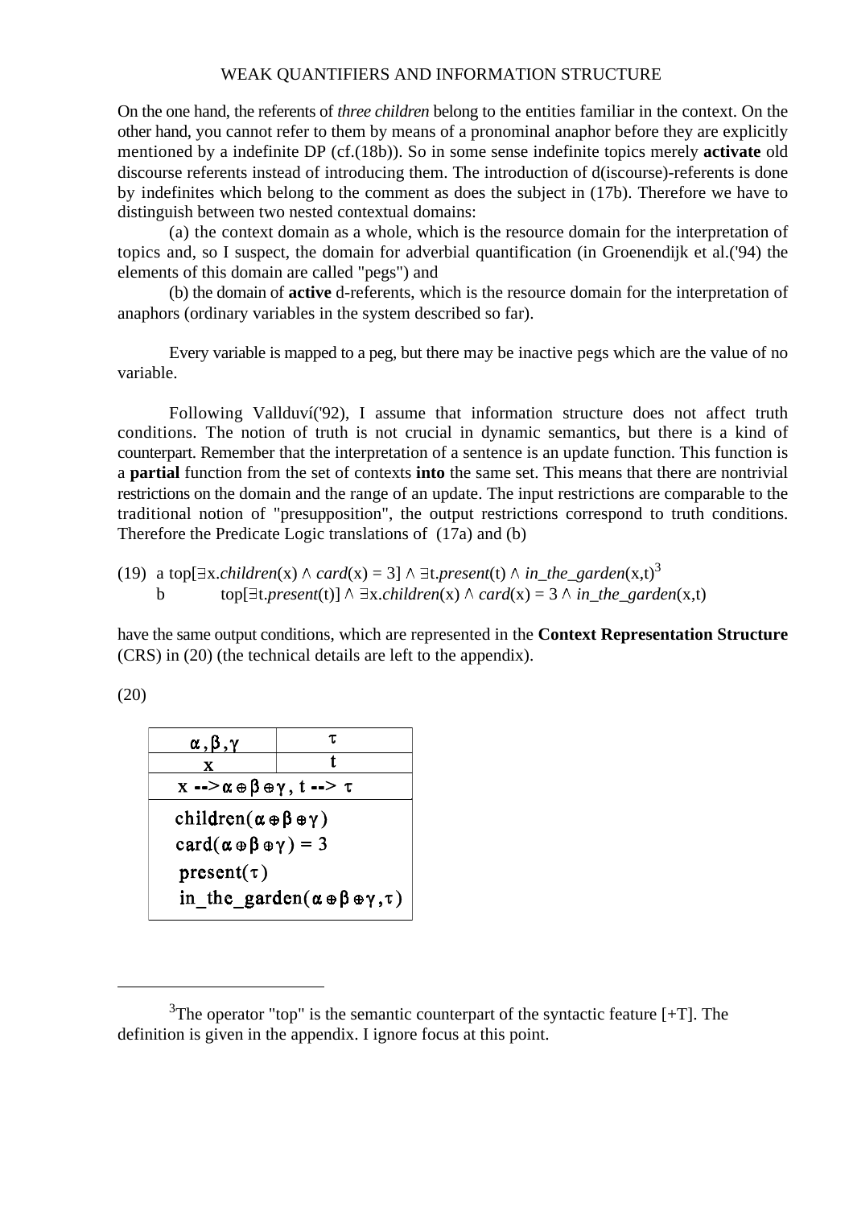On the one hand, the referents of *three children* belong to the entities familiar in the context. On the other hand, you cannot refer to them by means of a pronominal anaphor before they are explicitly mentioned by a indefinite DP (cf.(18b)). So in some sense indefinite topics merely **activate** old discourse referents instead of introducing them. The introduction of d(iscourse)-referents is done by indefinites which belong to the comment as does the subject in (17b). Therefore we have to distinguish between two nested contextual domains:

(a) the context domain as a whole, which is the resource domain for the interpretation of topics and, so I suspect, the domain for adverbial quantification (in Groenendijk et al.('94) the elements of this domain are called "pegs") and

(b) the domain of **active** d-referents, which is the resource domain for the interpretation of anaphors (ordinary variables in the system described so far).

Every variable is mapped to a peg, but there may be inactive pegs which are the value of no variable.

Following Vallduví('92), I assume that information structure does not affect truth conditions. The notion of truth is not crucial in dynamic semantics, but there is a kind of counterpart. Remember that the interpretation of a sentence is an update function. This function is a **partial** function from the set of contexts **into** the same set. This means that there are nontrivial restrictions on the domain and the range of an update. The input restrictions are comparable to the traditional notion of "presupposition", the output restrictions correspond to truth conditions. Therefore the Predicate Logic translations of (17a) and (b)

(19) a top[$\exists$x.*children*(x) $\wedge$ *card*(x) = 3] $\wedge$ $\exists$t.*present*(t) $\wedge$ *in_the_garden*(x,t)[3]
 b top[$\exists$t.*present*(t)] $\wedge$ $\exists$x.*children*(x) $\wedge$ *card*(x) = 3 $\wedge$ *in_the_garden*(x,t)

have the same output conditions, which are represented in the **Context Representation Structure** (CRS) in (20) (the technical details are left to the appendix).

(20)

| $\alpha, \beta, \gamma$ | $\tau$ |
|---|---|
| x | t |
| x --> $\alpha \oplus \beta \oplus \gamma$, t --> $\tau$ | |
| children($\alpha \oplus \beta \oplus \gamma$)<br>card($\alpha \oplus \beta \oplus \gamma$) = 3<br>present($\tau$)<br>in_the_garden($\alpha \oplus \beta \oplus \gamma, \tau$) | |

---

[3]The operator "top" is the semantic counterpart of the syntactic feature [+T]. The definition is given in the appendix. I ignore focus at this point.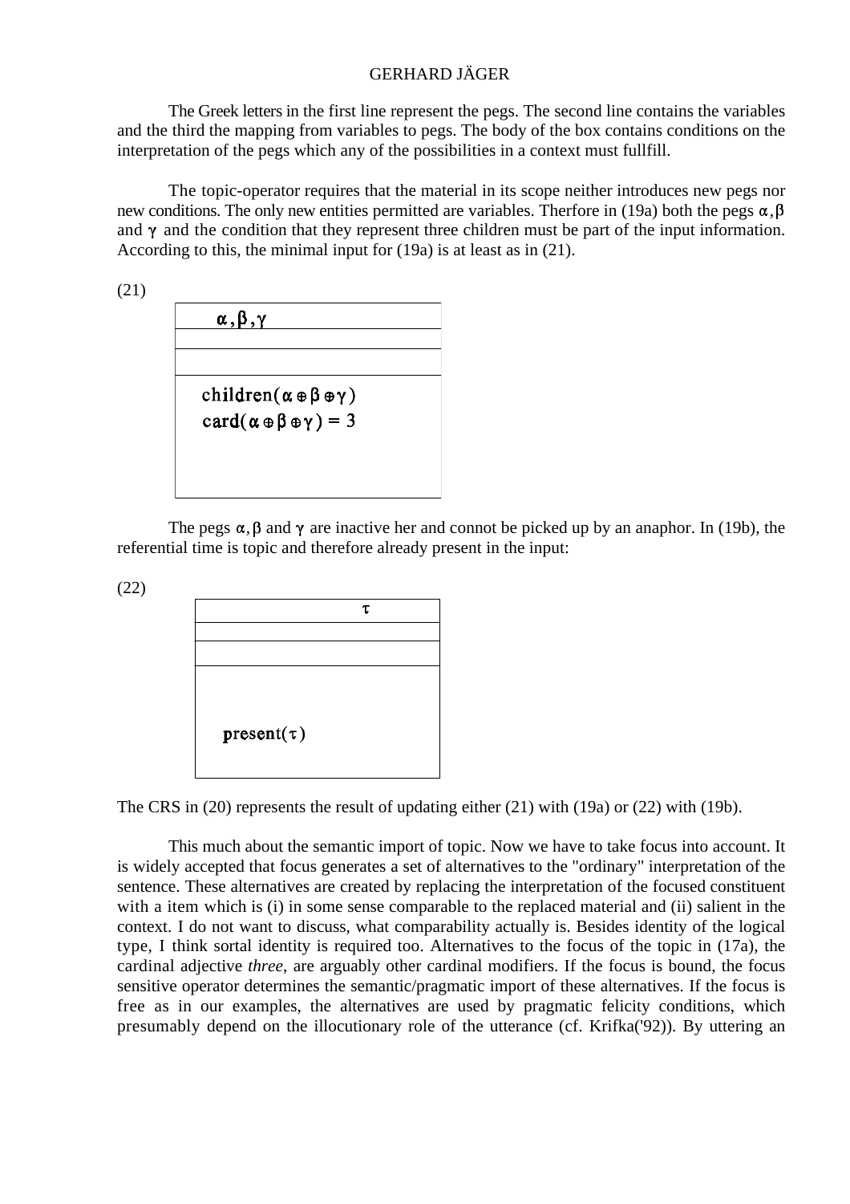The Greek letters in the first line represent the pegs. The second line contains the variables and the third the mapping from variables to pegs. The body of the box contains conditions on the interpretation of the pegs which any of the possibilities in a context must fullfill.

The topic-operator requires that the material in its scope neither introduces new pegs nor new conditions. The only new entities permitted are variables. Therfore in (19a) both the pegs $\alpha, \beta$ and $\gamma$ and the condition that they represent three children must be part of the input information. According to this, the minimal input for (19a) is at least as in (21).

(21)

| $\alpha, \beta, \gamma$ |
|---|
| |
| |
| $\text{children}(\alpha \oplus \beta \oplus \gamma)$ <br> $\text{card}(\alpha \oplus \beta \oplus \gamma) = 3$ |

The pegs $\alpha, \beta$ and $\gamma$ are inactive her and connot be picked up by an anaphor. In (19b), the referential time is topic and therefore already present in the input:

(22)

| $\tau$ |
|---|
| |
| |
| $\text{present}(\tau)$ |

The CRS in (20) represents the result of updating either (21) with (19a) or (22) with (19b).

This much about the semantic import of topic. Now we have to take focus into account. It is widely accepted that focus generates a set of alternatives to the "ordinary" interpretation of the sentence. These alternatives are created by replacing the interpretation of the focused constituent with a item which is (i) in some sense comparable to the replaced material and (ii) salient in the context. I do not want to discuss, what comparability actually is. Besides identity of the logical type, I think sortal identity is required too. Alternatives to the focus of the topic in (17a), the cardinal adjective *three*, are arguably other cardinal modifiers. If the focus is bound, the focus sensitive operator determines the semantic/pragmatic import of these alternatives. If the focus is free as in our examples, the alternatives are used by pragmatic felicity conditions, which presumably depend on the illocutionary role of the utterance (cf. Krifka('92)). By uttering an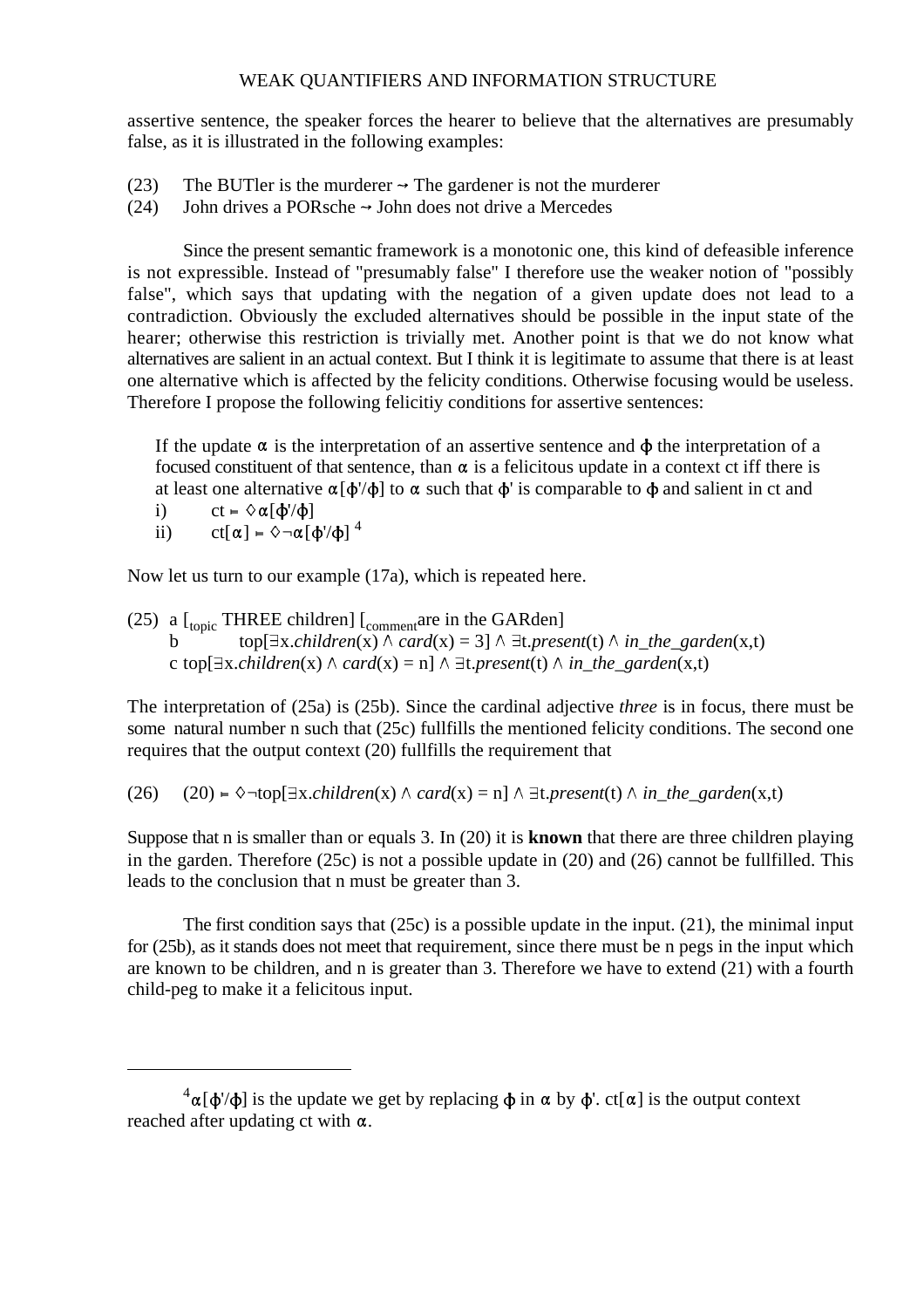assertive sentence, the speaker forces the hearer to believe that the alternatives are presumably false, as it is illustrated in the following examples:

(23) The BUTler is the murderer $\rightsquigarrow$ The gardener is not the murderer
(24) John drives a PORsche $\rightsquigarrow$ John does not drive a Mercedes

Since the present semantic framework is a monotonic one, this kind of defeasible inference is not expressible. Instead of "presumably false" I therefore use the weaker notion of "possibly false", which says that updating with the negation of a given update does not lead to a contradiction. Obviously the excluded alternatives should be possible in the input state of the hearer; otherwise this restriction is trivially met. Another point is that we do not know what alternatives are salient in an actual context. But I think it is legitimate to assume that there is at least one alternative which is affected by the felicity conditions. Otherwise focusing would be useless. Therefore I propose the following felicitiy conditions for assertive sentences:

> If the update $\alpha$ is the interpretation of an assertive sentence and $\phi$ the interpretation of a focused constituent of that sentence, than $\alpha$ is a felicitous update in a context ct iff there is at least one alternative $\alpha[\phi'/\phi]$ to $\alpha$ such that $\phi'$ is comparable to $\phi$ and salient in ct and
> i) $ct \models \Diamond\alpha[\phi'/\phi]$
> ii) $ct[\alpha] \models \Diamond\neg\alpha[\phi'/\phi]$ [4]

Now let us turn to our example (17a), which is repeated here.

(25) a $[_{topic}$ THREE children$]$ $[_{comment}$are in the GARden$]$
b $top[\exists x.\mathit{children}(x) \wedge \mathit{card}(x) = 3] \wedge \exists t.\mathit{present}(t) \wedge \mathit{in\_the\_garden}(x,t)$
c $top[\exists x.\mathit{children}(x) \wedge \mathit{card}(x) = n] \wedge \exists t.\mathit{present}(t) \wedge \mathit{in\_the\_garden}(x,t)$

The interpretation of (25a) is (25b). Since the cardinal adjective *three* is in focus, there must be some natural number n such that (25c) fullfills the mentioned felicity conditions. The second one requires that the output context (20) fullfills the requirement that

(26) $(20) \models \Diamond\neg top[\exists x.\mathit{children}(x) \wedge \mathit{card}(x) = n] \wedge \exists t.\mathit{present}(t) \wedge \mathit{in\_the\_garden}(x,t)$

Suppose that n is smaller than or equals 3. In (20) it is **known** that there are three children playing in the garden. Therefore (25c) is not a possible update in (20) and (26) cannot be fullfilled. This leads to the conclusion that n must be greater than 3.

The first condition says that (25c) is a possible update in the input. (21), the minimal input for (25b), as it stands does not meet that requirement, since there must be n pegs in the input which are known to be children, and n is greater than 3. Therefore we have to extend (21) with a fourth child-peg to make it a felicitous input.

---

[4] $\alpha[\phi'/\phi]$ is the update we get by replacing $\phi$ in $\alpha$ by $\phi'$. $ct[\alpha]$ is the output context reached after updating ct with $\alpha$.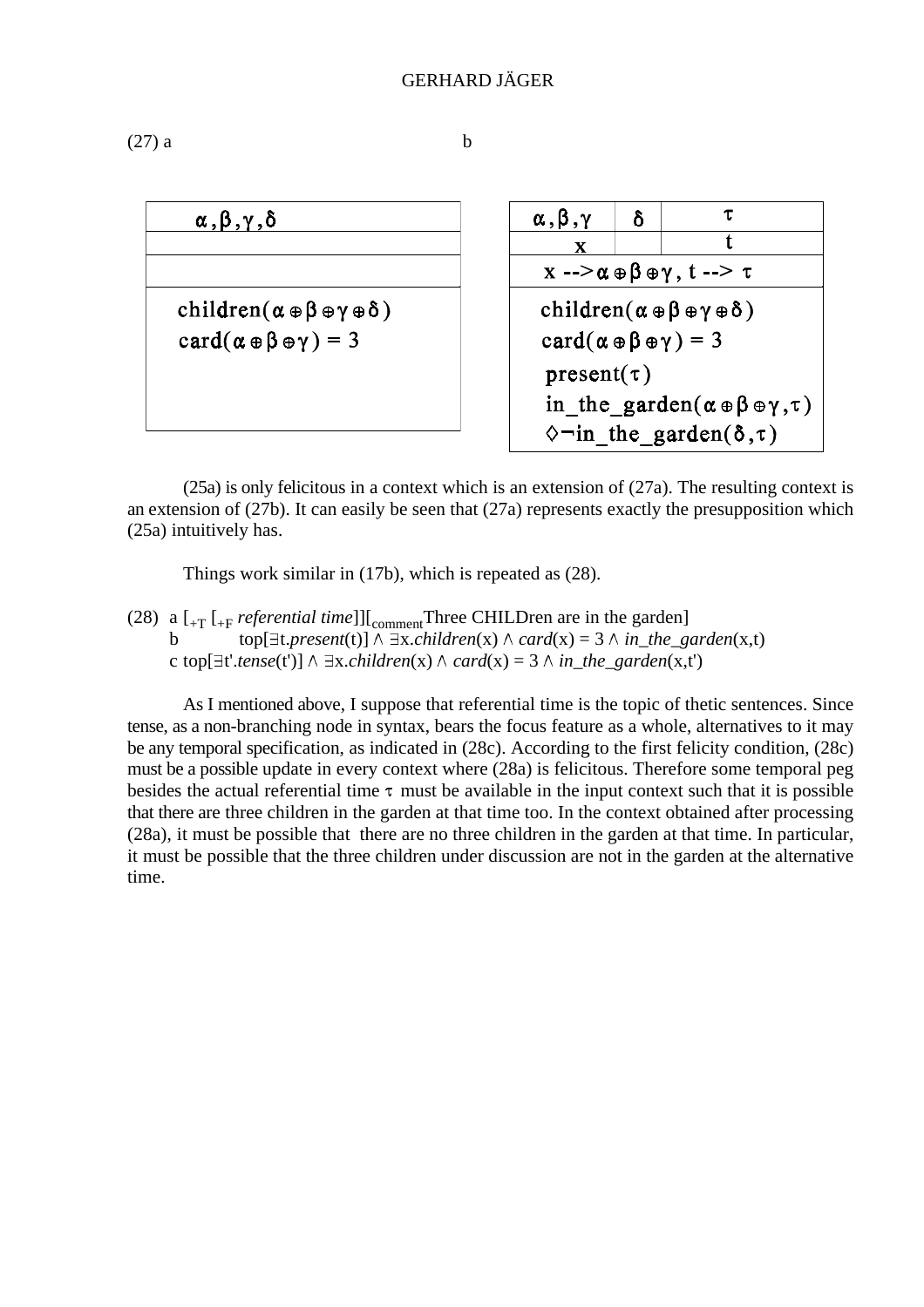(27) a

| $\alpha,\beta,\gamma,\delta$ |
| --- |
| |
| |
| $children(\alpha \oplus \beta \oplus \gamma \oplus \delta)$ <br> $card(\alpha \oplus \beta \oplus \gamma) = 3$ |

b

| $\alpha,\beta,\gamma$ | $\delta$ | $\tau$ |
| --- | --- | --- |
| x | | t |
| $x \dashrightarrow \alpha \oplus \beta \oplus \gamma$, $t \dashrightarrow \tau$ | | |
| $children(\alpha \oplus \beta \oplus \gamma \oplus \delta)$ <br> $card(\alpha \oplus \beta \oplus \gamma) = 3$ <br> $present(\tau)$ <br> $in\_the\_garden(\alpha \oplus \beta \oplus \gamma, \tau)$ <br> $\Diamond\neg in\_the\_garden(\delta, \tau)$ | | |

(25a) is only felicitous in a context which is an extension of (27a). The resulting context is an extension of (27b). It can easily be seen that (27a) represents exactly the presupposition which (25a) intuitively has.

Things work similar in (17b), which is repeated as (28).

(28) a $[_{+T}$ $[_{+F}$ *referential time*]][$_{comment}$Three CHILDren are in the garden]
b $top[\exists t.present(t)] \wedge \exists x.children(x) \wedge card(x) = 3 \wedge in\_the\_garden(x,t)$
c $top[\exists t'.tense(t')] \wedge \exists x.children(x) \wedge card(x) = 3 \wedge in\_the\_garden(x,t')$

As I mentioned above, I suppose that referential time is the topic of thetic sentences. Since tense, as a non-branching node in syntax, bears the focus feature as a whole, alternatives to it may be any temporal specification, as indicated in (28c). According to the first felicity condition, (28c) must be a possible update in every context where (28a) is felicitous. Therefore some temporal peg besides the actual referential time $\tau$ must be available in the input context such that it is possible that there are three children in the garden at that time too. In the context obtained after processing (28a), it must be possible that there are no three children in the garden at that time. In particular, it must be possible that the three children under discussion are not in the garden at the alternative time.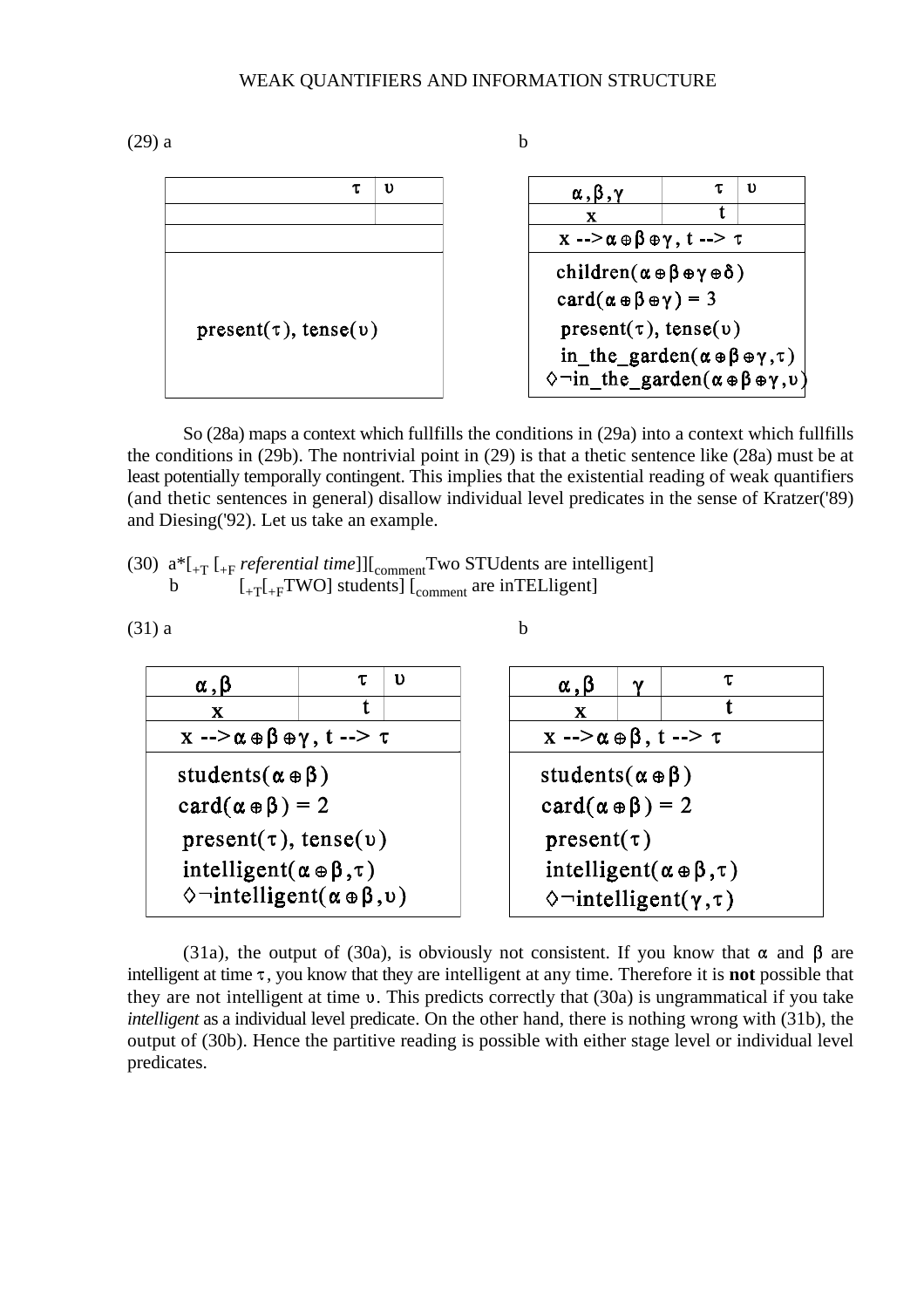(29) a

| | $\tau$ | $\upsilon$ |
|---|---|---|
| | | |
| | | |
| present($\tau$), tense($\upsilon$) | | |

b

| $\alpha, \beta, \gamma$ | $\tau$ | $\upsilon$ |
|---|---|---|
| x | t | |
| x --> $\alpha \oplus \beta \oplus \gamma$, t --> $\tau$ | | |
| children($\alpha \oplus \beta \oplus \gamma \oplus \delta$)<br>card($\alpha \oplus \beta \oplus \gamma$) = 3<br>present($\tau$), tense($\upsilon$)<br>in_the_garden($\alpha \oplus \beta \oplus \gamma, \tau$)<br>$\Diamond\neg$in_the_garden($\alpha \oplus \beta \oplus \gamma, \upsilon$) | | |

So (28a) maps a context which fullfills the conditions in (29a) into a context which fullfills the conditions in (29b). The nontrivial point in (29) is that a thetic sentence like (28a) must be at least potentially temporally contingent. This implies that the existential reading of weak quantifiers (and thetic sentences in general) disallow individual level predicates in the sense of Kratzer('89) and Diesing('92). Let us take an example.

(30) a*[$_{+T}$ [$_{+F}$ *referential time*]][$_{comment}$Two STUdents are intelligent]
b [$_{+T}$[$_{+F}$TWO] students] [$_{comment}$ are inTELligent]

(31) a

| $\alpha, \beta$ | $\tau$ | $\upsilon$ |
|---|---|---|
| x | t | |
| x --> $\alpha \oplus \beta \oplus \gamma$, t --> $\tau$ | | |
| students($\alpha \oplus \beta$)<br>card($\alpha \oplus \beta$) = 2<br>present($\tau$), tense($\upsilon$)<br>intelligent($\alpha \oplus \beta, \tau$)<br>$\Diamond\neg$intelligent($\alpha \oplus \beta, \upsilon$) | | |

b

| $\alpha, \beta$ | $\gamma$ | $\tau$ |
|---|---|---|
| x | | t |
| x --> $\alpha \oplus \beta$, t --> $\tau$ | | |
| students($\alpha \oplus \beta$)<br>card($\alpha \oplus \beta$) = 2<br>present($\tau$)<br>intelligent($\alpha \oplus \beta, \tau$)<br>$\Diamond\neg$intelligent($\gamma, \tau$) | | |

(31a), the output of (30a), is obviously not consistent. If you know that $\alpha$ and $\beta$ are intelligent at time $\tau$, you know that they are intelligent at any time. Therefore it is **not** possible that they are not intelligent at time $\upsilon$. This predicts correctly that (30a) is ungrammatical if you take *intelligent* as a individual level predicate. On the other hand, there is nothing wrong with (31b), the output of (30b). Hence the partitive reading is possible with either stage level or individual level predicates.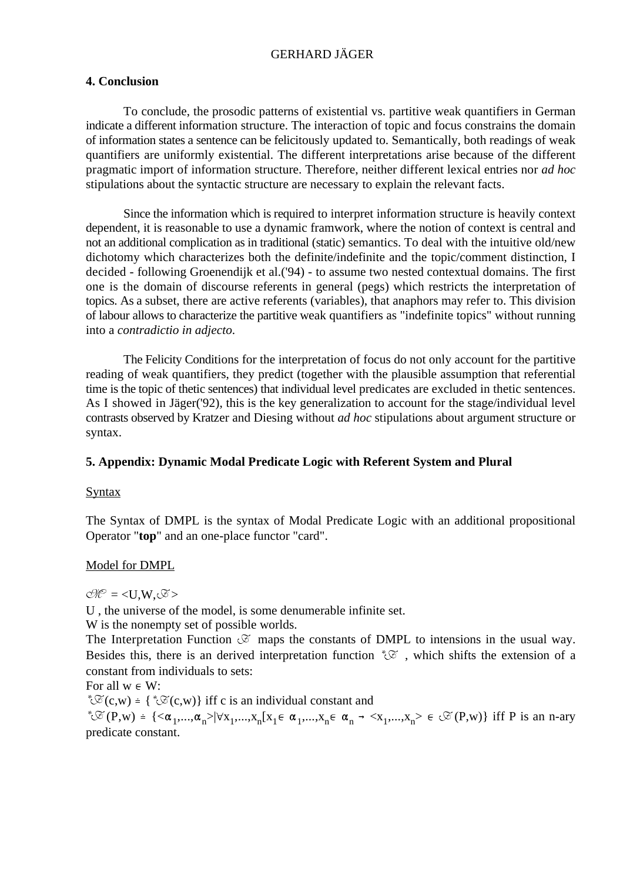## 4. Conclusion

To conclude, the prosodic patterns of existential vs. partitive weak quantifiers in German indicate a different information structure. The interaction of topic and focus constrains the domain of information states a sentence can be felicitously updated to. Semantically, both readings of weak quantifiers are uniformly existential. The different interpretations arise because of the different pragmatic import of information structure. Therefore, neither different lexical entries nor *ad hoc* stipulations about the syntactic structure are necessary to explain the relevant facts.

Since the information which is required to interpret information structure is heavily context dependent, it is reasonable to use a dynamic framwork, where the notion of context is central and not an additional complication as in traditional (static) semantics. To deal with the intuitive old/new dichotomy which characterizes both the definite/indefinite and the topic/comment distinction, I decided - following Groenendijk et al.('94) - to assume two nested contextual domains. The first one is the domain of discourse referents in general (pegs) which restricts the interpretation of topics. As a subset, there are active referents (variables), that anaphors may refer to. This division of labour allows to characterize the partitive weak quantifiers as "indefinite topics" without running into a *contradictio in adjecto*.

The Felicity Conditions for the interpretation of focus do not only account for the partitive reading of weak quantifiers, they predict (together with the plausible assumption that referential time is the topic of thetic sentences) that individual level predicates are excluded in thetic sentences. As I showed in Jäger('92), this is the key generalization to account for the stage/individual level contrasts observed by Kratzer and Diesing without *ad hoc* stipulations about argument structure or syntax.

## 5. Appendix: Dynamic Modal Predicate Logic with Referent System and Plural

Syntax

The Syntax of DMPL is the syntax of Modal Predicate Logic with an additional propositional Operator "**top**" and an one-place functor "card".

Model for DMPL

$\mathcal{M} = \langle U, W, \mathcal{F} \rangle$

U , the universe of the model, is some denumerable infinite set.
W is the nonempty set of possible worlds.
The Interpretation Function $\mathcal{F}$ maps the constants of DMPL to intensions in the usual way. Besides this, there is an derived interpretation function ${}^{*}\mathcal{F}$ , which shifts the extension of a constant from individuals to sets:
For all $w \in W$:
${}^{*}\mathcal{F}(c,w) \doteq \{{}^{*}\mathcal{F}(c,w)\}$ iff c is an individual constant and
${}^{*}\mathcal{F}(P,w) \doteq \{\langle \alpha_1,...,\alpha_n \rangle | \forall x_1,...,x_n[x_1 \in \alpha_1,...,x_n \in \alpha_n \rightarrow \langle x_1,...,x_n \rangle \in \mathcal{F}(P,w)\}$ iff P is an n-ary predicate constant.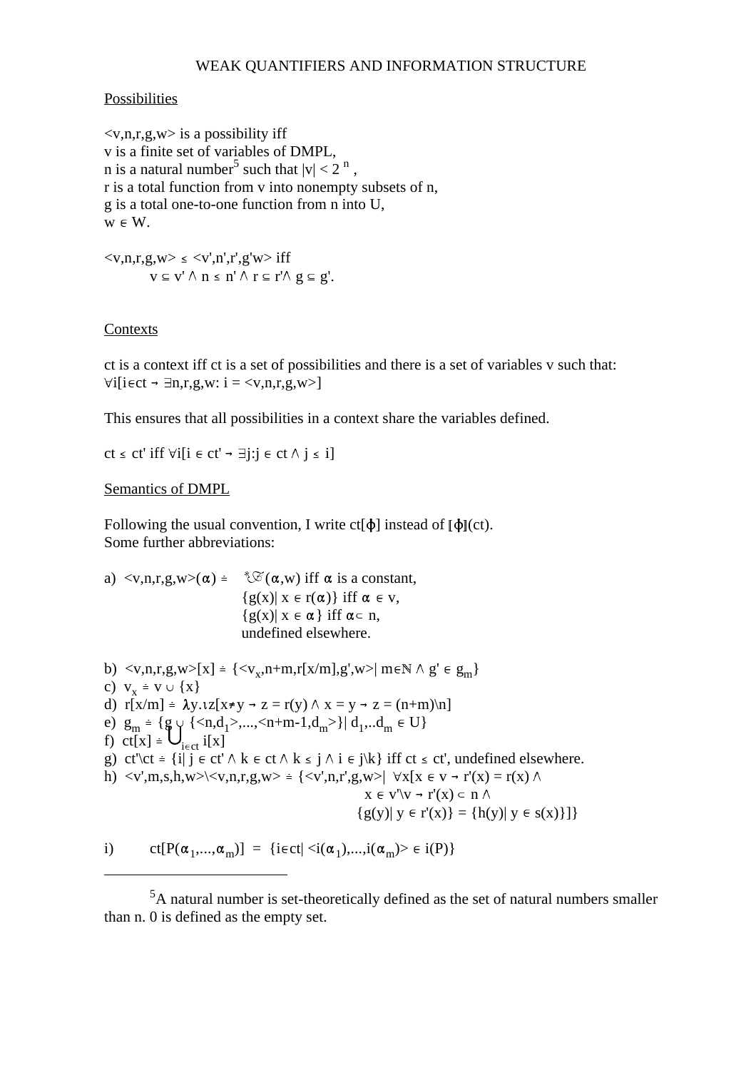WEAK QUANTIFIERS AND INFORMATION STRUCTURE

<u>Possibilities</u>

$\langle v,n,r,g,w\rangle$ is a possibility iff
$v$ is a finite set of variables of DMPL,
$n$ is a natural number[5] such that $|v| < 2^n$ ,
$r$ is a total function from $v$ into nonempty subsets of $n$,
$g$ is a total one-to-one function from $n$ into $U$,
$w \in W$.

$\langle v,n,r,g,w\rangle \leq \langle v',n',r',g'w\rangle$ iff
$$v \subseteq v' \wedge n \leq n' \wedge r \subseteq r' \wedge g \subseteq g'.$$

<u>Contexts</u>

ct is a context iff ct is a set of possibilities and there is a set of variables $v$ such that:
$\forall i[i \in ct \rightarrow \exists n,r,g,w: i = \langle v,n,r,g,w\rangle]$

This ensures that all possibilities in a context share the variables defined.

$ct \leq ct'$ iff $\forall i[i \in ct' \rightarrow \exists j: j \in ct \wedge j \leq i]$

<u>Semantics of DMPL</u>

Following the usual convention, I write $ct[\phi]$ instead of $[\![\phi]\!](ct)$.
Some further abbreviations:

a) $\langle v,n,r,g,w\rangle(\alpha) \doteq \mathcal{F}(\alpha,w)$ iff $\alpha$ is a constant,
$\{g(x)|\ x \in r(\alpha)\}$ iff $\alpha \in v$,
$\{g(x)|\ x \in \alpha\}$ iff $\alpha \subset n$,
undefined elsewhere.

b) $\langle v,n,r,g,w\rangle[x] \doteq \{\langle v_x,n+m,r[x/m],g',w\rangle|\ m \in \mathbb{N} \wedge g' \in g_m\}$
c) $v_x \doteq v \cup \{x\}$
d) $r[x/m] \doteq \lambda y.\iota z[x \neq y \rightarrow z = r(y) \wedge x = y \rightarrow z = (n+m)\backslash n]$
e) $g_m \doteq \{g \cup \{\langle n,d_1\rangle,...,\langle n+m-1,d_m\rangle\}|\ d_1,..d_m \in U\}$
f) $ct[x] \doteq \bigcup_{i \in ct} i[x]$
g) $ct'\backslash ct \doteq \{i|\ j \in ct' \wedge k \in ct \wedge k \leq j \wedge i \in j\backslash k\}$ iff $ct \leq ct'$, undefined elsewhere.
h) $\langle v',m,s,h,w\rangle\backslash\langle v,n,r,g,w\rangle \doteq \{\langle v',n,r',g,w\rangle|\ \forall x[x \in v \rightarrow r'(x) = r(x) \wedge$
$x \in v'\backslash v \rightarrow r'(x) \subset n \wedge$
$\{g(y)|\ y \in r'(x)\} = \{h(y)|\ y \in s(x)\}]\}$

i) $ct[P(\alpha_1,...,\alpha_m)] = \{i \in ct|\ \langle i(\alpha_1),...,i(\alpha_m)\rangle \in i(P)\}$

---

[5] A natural number is set-theoretically defined as the set of natural numbers smaller than n. 0 is defined as the empty set.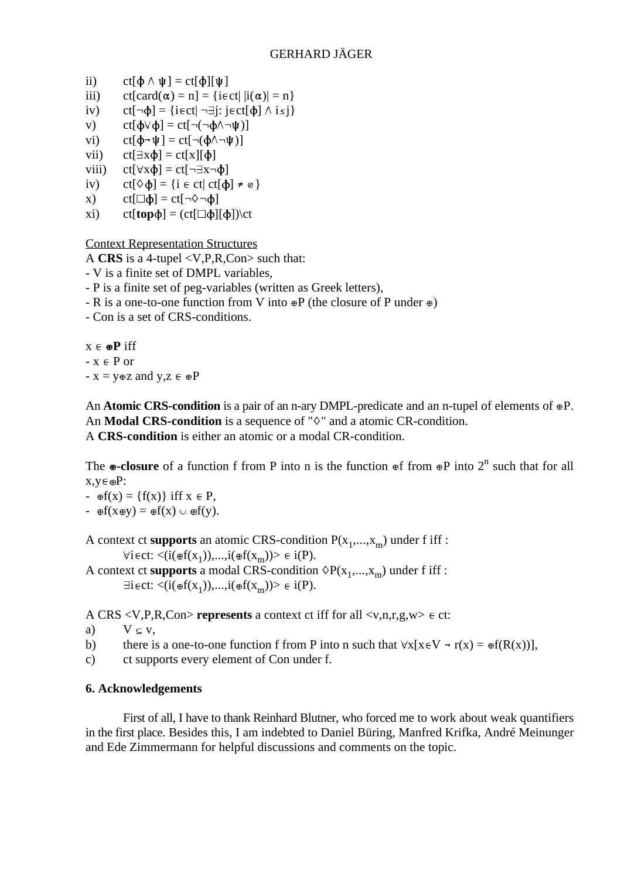ii) $ct[\phi \wedge \psi] = ct[\phi][\psi]$

iii) $ct[card(\alpha) = n] = \{i \in ct| \, |i(\alpha)| = n\}$

iv) $ct[\neg\phi] = \{i \in ct| \, \neg\exists j: j \in ct[\phi] \wedge i \leq j\}$

v) $ct[\phi \vee \phi] = ct[\neg(\neg\phi \wedge \neg\psi)]$

vi) $ct[\phi \rightarrow \psi] = ct[\neg(\phi \wedge \neg\psi)]$

vii) $ct[\exists x\phi] = ct[x][\phi]$

viii) $ct[\forall x\phi] = ct[\neg\exists x \neg\phi]$

iv) $ct[\Diamond\phi] = \{i \in ct| \, ct[\phi] \neq \emptyset\}$

x) $ct[\Box\phi] = ct[\neg\Diamond\neg\phi]$

xi) $ct[\mathbf{top}\phi] = (ct[\Box\phi][\phi]) \backslash ct$

Context Representation Structures

A **CRS** is a 4-tupel <V,P,R,Con> such that:
- V is a finite set of DMPL variables,
- P is a finite set of peg-variables (written as Greek letters),
- R is a one-to-one function from V into $\oplus P$ (the closure of P under $\oplus$)
- Con is a set of CRS-conditions.

$x \in \oplus\mathbf{P}$ iff
- $x \in P$ or
- $x = y \oplus z$ and $y,z \in \oplus P$

An **Atomic CRS-condition** is a pair of an n-ary DMPL-predicate and an n-tupel of elements of $\oplus P$. An **Modal CRS-condition** is a sequence of "$\Diamond$" and a atomic CR-condition.
A **CRS-condition** is either an atomic or a modal CR-condition.

The **$\oplus$-closure** of a function f from P into n is the function $\oplus f$ from $\oplus P$ into $2^n$ such that for all $x,y \in \oplus P$:
- $\oplus f(x) = \{f(x)\}$ iff $x \in P$,
- $\oplus f(x \oplus y) = \oplus f(x) \cup \oplus f(y)$.

A context ct **supports** an atomic CRS-condition $P(x_1,...,x_m)$ under f iff :
$\forall i \in ct: \langle (i(\oplus f(x_1)),...,i(\oplus f(x_m)) \rangle \in i(P)$.
A context ct **supports** a modal CRS-condition $\Diamond P(x_1,...,x_m)$ under f iff :
$\exists i \in ct: \langle (i(\oplus f(x_1)),...,i(\oplus f(x_m)) \rangle \in i(P)$.

A CRS <V,P,R,Con> **represents** a context ct iff for all $\langle v,n,r,g,w \rangle \in ct$:

a) $V \subseteq v$,

b) there is a one-to-one function f from P into n such that $\forall x[x \in V \rightarrow r(x) = \oplus f(R(x))]$,

c) ct supports every element of Con under f.

## 6. Acknowledgements

First of all, I have to thank Reinhard Blutner, who forced me to work about weak quantifiers in the first place. Besides this, I am indebted to Daniel Büring, Manfred Krifka, André Meinunger and Ede Zimmermann for helpful discussions and comments on the topic.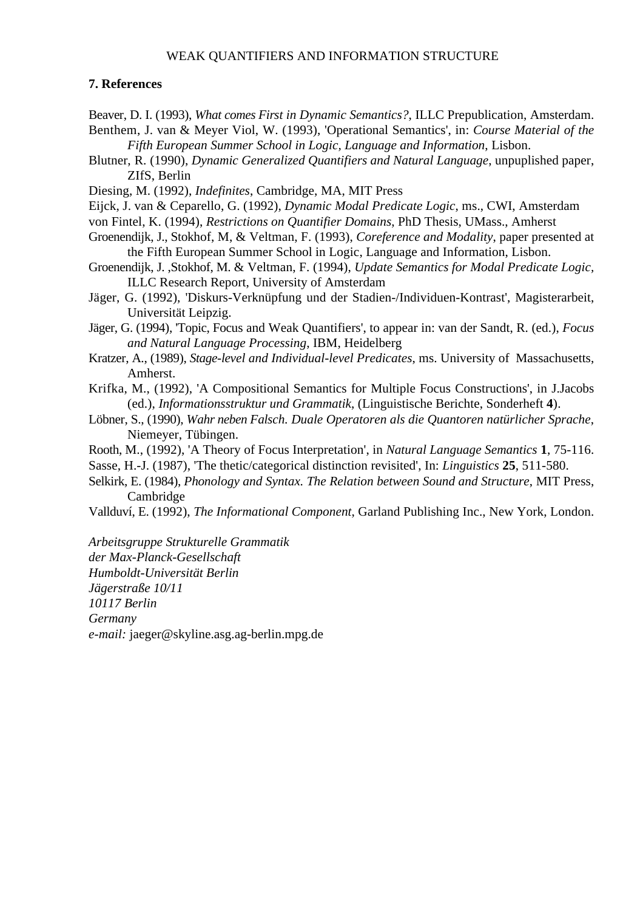## 7. References

Beaver, D. I. (1993), *What comes First in Dynamic Semantics?*, ILLC Prepublication, Amsterdam.

Benthem, J. van & Meyer Viol, W. (1993), 'Operational Semantics', in: *Course Material of the Fifth European Summer School in Logic, Language and Information*, Lisbon.

Blutner, R. (1990), *Dynamic Generalized Quantifiers and Natural Language*, unpuplished paper, ZIfS, Berlin

Diesing, M. (1992), *Indefinites*, Cambridge, MA, MIT Press

Eijck, J. van & Ceparello, G. (1992), *Dynamic Modal Predicate Logic*, ms., CWI, Amsterdam

von Fintel, K. (1994), *Restrictions on Quantifier Domains*, PhD Thesis, UMass., Amherst

Groenendijk, J., Stokhof, M, & Veltman, F. (1993), *Coreference and Modality*, paper presented at the Fifth European Summer School in Logic, Language and Information, Lisbon.

Groenendijk, J. ,Stokhof, M. & Veltman, F. (1994), *Update Semantics for Modal Predicate Logic*, ILLC Research Report, University of Amsterdam

Jäger, G. (1992), 'Diskurs-Verknüpfung und der Stadien-/Individuen-Kontrast', Magisterarbeit, Universität Leipzig.

Jäger, G. (1994), 'Topic, Focus and Weak Quantifiers', to appear in: van der Sandt, R. (ed.), *Focus and Natural Language Processing*, IBM, Heidelberg

Kratzer, A., (1989), *Stage-level and Individual-level Predicates*, ms. University of Massachusetts, Amherst.

Krifka, M., (1992), 'A Compositional Semantics for Multiple Focus Constructions', in J.Jacobs (ed.), *Informationsstruktur und Grammatik*, (Linguistische Berichte, Sonderheft **4**).

Löbner, S., (1990), *Wahr neben Falsch. Duale Operatoren als die Quantoren natürlicher Sprache*, Niemeyer, Tübingen.

Rooth, M., (1992), 'A Theory of Focus Interpretation', in *Natural Language Semantics* **1**, 75-116.

Sasse, H.-J. (1987), 'The thetic/categorical distinction revisited', In: *Linguistics* **25**, 511-580.

Selkirk, E. (1984), *Phonology and Syntax. The Relation between Sound and Structure*, MIT Press, Cambridge

Vallduví, E. (1992), *The Informational Component*, Garland Publishing Inc., New York, London.

*Arbeitsgruppe Strukturelle Grammatik*
*der Max-Planck-Gesellschaft*
*Humboldt-Universität Berlin*
*Jägerstraße 10/11*
*10117 Berlin*
*Germany*
*e-mail:* jaeger@skyline.asg.ag-berlin.mpg.de